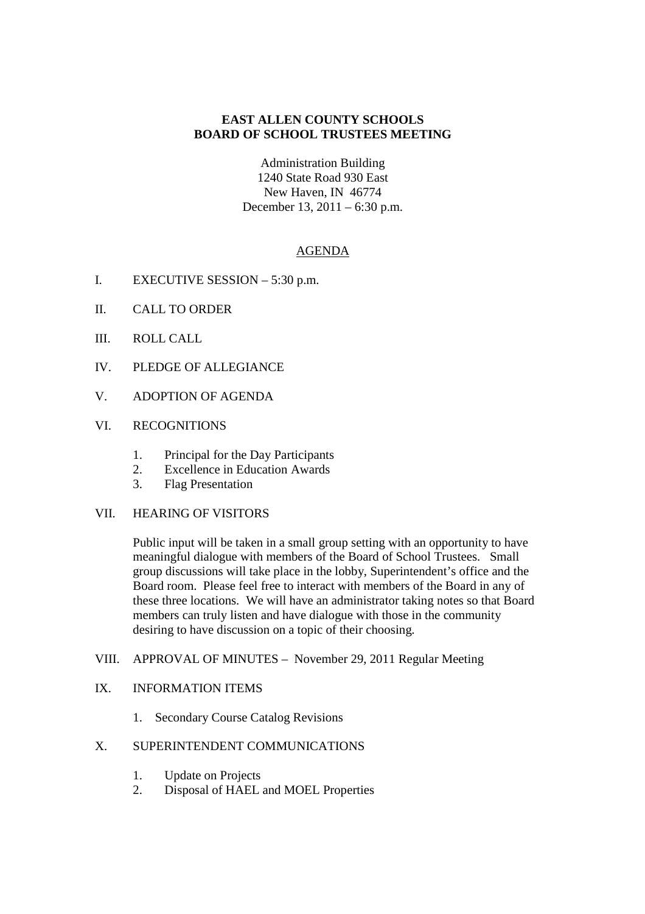# EAST ALLEN COUNTY SCHOOLS
# BOARD OF SCHOOL TRUSTEES MEETING

Administration Building
1240 State Road 930 East
New Haven, IN 46774
December 13, 2011 – 6:30 p.m.

## AGENDA

I. EXECUTIVE SESSION – 5:30 p.m.

II. CALL TO ORDER

III. ROLL CALL

IV. PLEDGE OF ALLEGIANCE

V. ADOPTION OF AGENDA

VI. RECOGNITIONS

1. Principal for the Day Participants
2. Excellence in Education Awards
3. Flag Presentation

VII. HEARING OF VISITORS

Public input will be taken in a small group setting with an opportunity to have meaningful dialogue with members of the Board of School Trustees. Small group discussions will take place in the lobby, Superintendent's office and the Board room. Please feel free to interact with members of the Board in any of these three locations. We will have an administrator taking notes so that Board members can truly listen and have dialogue with those in the community desiring to have discussion on a topic of their choosing.

VIII. APPROVAL OF MINUTES – November 29, 2011 Regular Meeting

IX. INFORMATION ITEMS

1. Secondary Course Catalog Revisions

X. SUPERINTENDENT COMMUNICATIONS

1. Update on Projects
2. Disposal of HAEL and MOEL Properties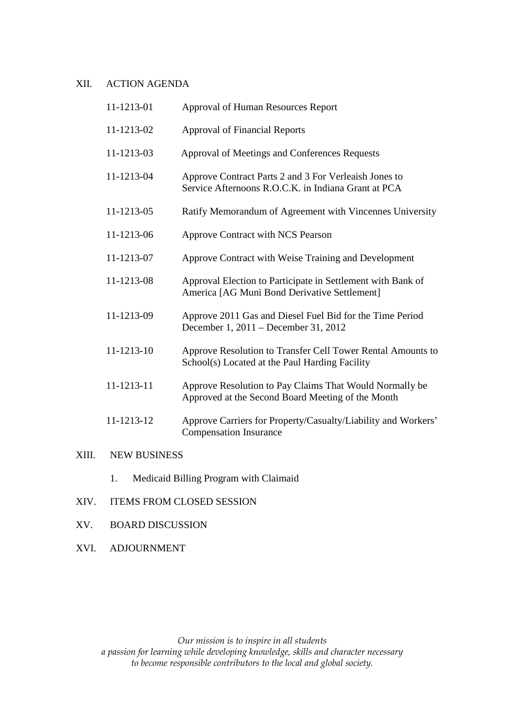## XII. ACTION AGENDA

| | |
|---|---|
| 11-1213-01 | Approval of Human Resources Report |
| 11-1213-02 | Approval of Financial Reports |
| 11-1213-03 | Approval of Meetings and Conferences Requests |
| 11-1213-04 | Approve Contract Parts 2 and 3 For Verleaish Jones to Service Afternoons R.O.C.K. in Indiana Grant at PCA |
| 11-1213-05 | Ratify Memorandum of Agreement with Vincennes University |
| 11-1213-06 | Approve Contract with NCS Pearson |
| 11-1213-07 | Approve Contract with Weise Training and Development |
| 11-1213-08 | Approval Election to Participate in Settlement with Bank of America [AG Muni Bond Derivative Settlement] |
| 11-1213-09 | Approve 2011 Gas and Diesel Fuel Bid for the Time Period December 1, 2011 – December 31, 2012 |
| 11-1213-10 | Approve Resolution to Transfer Cell Tower Rental Amounts to School(s) Located at the Paul Harding Facility |
| 11-1213-11 | Approve Resolution to Pay Claims That Would Normally be Approved at the Second Board Meeting of the Month |
| 11-1213-12 | Approve Carriers for Property/Casualty/Liability and Workers' Compensation Insurance |

## XIII. NEW BUSINESS

1. Medicaid Billing Program with Claimaid

## XIV. ITEMS FROM CLOSED SESSION

## XV. BOARD DISCUSSION

## XVI. ADJOURNMENT

*Our mission is to inspire in all students a passion for learning while developing knowledge, skills and character necessary to become responsible contributors to the local and global society.*